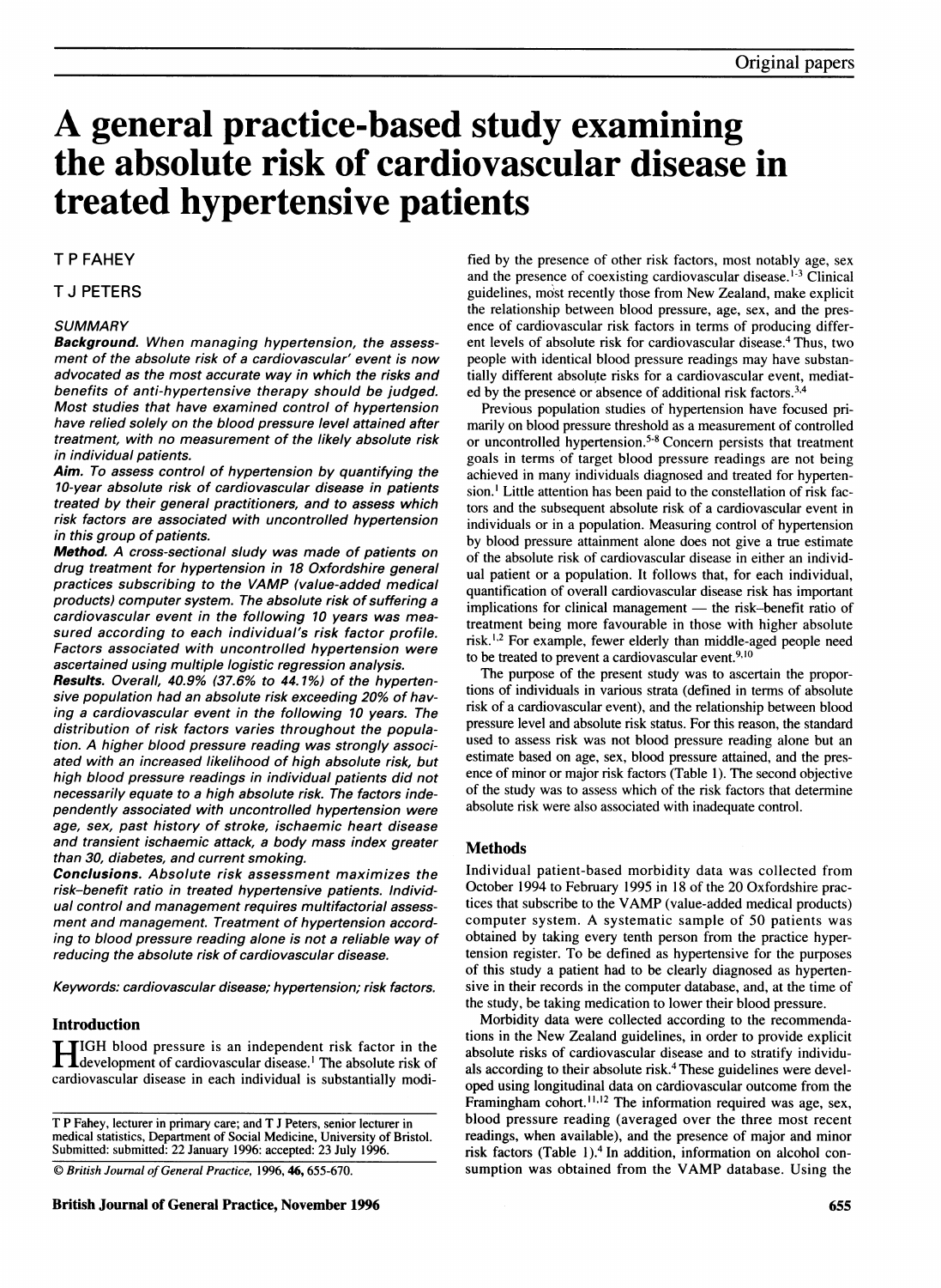# A general practice-based study examining the absolute risk of cardiovascular disease in treated hypertensive patients

T P FAHEY

T J PETERS

### SUMMARY

***Background.*** *When managing hypertension, the assessment of the absolute risk of a cardiovascular' event is now advocated as the most accurate way in which the risks and benefits of anti-hypertensive therapy should be judged. Most studies that have examined control of hypertension have relied solely on the blood pressure level attained after treatment, with no measurement of the likely absolute risk in individual patients.*

***Aim.*** *To assess control of hypertension by quantifying the 10-year absolute risk of cardiovascular disease in patients treated by their general practitioners, and to assess which risk factors are associated with uncontrolled hypertension in this group of patients.*

***Method.*** *A cross-sectional sludy was made of patients on drug treatment for hypertension in 18 Oxfordshire general practices subscribing to the VAMP (value-added medical products) computer system. The absolute risk of suffering a cardiovascular event in the following 10 years was measured according to each individual's risk factor profile. Factors associated with uncontrolled hypertension were ascertained using multiple logistic regression analysis.*

***Results.*** *Overall, 40.9% (37.6% to 44.1%) of the hypertensive population had an absolute risk exceeding 20% of having a cardiovascular event in the following 10 years. The distribution of risk factors varies throughout the population. A higher blood pressure reading was strongly associated with an increased likelihood of high absolute risk, but high blood pressure readings in individual patients did not necessarily equate to a high absolute risk. The factors independently associated with uncontrolled hypertension were age, sex, past history of stroke, ischaemic heart disease and transient ischaemic attack, a body mass index greater than 30, diabetes, and current smoking.*

***Conclusions.*** *Absolute risk assessment maximizes the risk–benefit ratio in treated hypertensive patients. Individual control and management requires multifactorial assessment and management. Treatment of hypertension according to blood pressure reading alone is not a reliable way of reducing the absolute risk of cardiovascular disease.*

*Keywords: cardiovascular disease; hypertension; risk factors.*

## Introduction

HIGH blood pressure is an independent risk factor in the development of cardiovascular disease.[1] The absolute risk of cardiovascular disease in each individual is substantially modified by the presence of other risk factors, most notably age, sex and the presence of coexisting cardiovascular disease.[1-3] Clinical guidelines, most recently those from New Zealand, make explicit the relationship between blood pressure, age, sex, and the presence of cardiovascular risk factors in terms of producing different levels of absolute risk for cardiovascular disease.[4] Thus, two people with identical blood pressure readings may have substantially different absolute risks for a cardiovascular event, mediated by the presence or absence of additional risk factors.[3,4]

Previous population studies of hypertension have focused primarily on blood pressure threshold as a measurement of controlled or uncontrolled hypertension.[5-8] Concern persists that treatment goals in terms of target blood pressure readings are not being achieved in many individuals diagnosed and treated for hypertension.[1] Little attention has been paid to the constellation of risk factors and the subsequent absolute risk of a cardiovascular event in individuals or in a population. Measuring control of hypertension by blood pressure attainment alone does not give a true estimate of the absolute risk of cardiovascular disease in either an individual patient or a population. It follows that, for each individual, quantification of overall cardiovascular disease risk has important implications for clinical management — the risk–benefit ratio of treatment being more favourable in those with higher absolute risk.[1,2] For example, fewer elderly than middle-aged people need to be treated to prevent a cardiovascular event.[9,10]

The purpose of the present study was to ascertain the proportions of individuals in various strata (defined in terms of absolute risk of a cardiovascular event), and the relationship between blood pressure level and absolute risk status. For this reason, the standard used to assess risk was not blood pressure reading alone but an estimate based on age, sex, blood pressure attained, and the presence of minor or major risk factors (Table 1). The second objective of the study was to assess which of the risk factors that determine absolute risk were also associated with inadequate control.

## Methods

Individual patient-based morbidity data was collected from October 1994 to February 1995 in 18 of the 20 Oxfordshire practices that subscribe to the VAMP (value-added medical products) computer system. A systematic sample of 50 patients was obtained by taking every tenth person from the practice hypertension register. To be defined as hypertensive for the purposes of this study a patient had to be clearly diagnosed as hypertensive in their records in the computer database, and, at the time of the study, be taking medication to lower their blood pressure.

Morbidity data were collected according to the recommendations in the New Zealand guidelines, in order to provide explicit absolute risks of cardiovascular disease and to stratify individuals according to their absolute risk.[4] These guidelines were developed using longitudinal data on cardiovascular outcome from the Framingham cohort.[11,12] The information required was age, sex, blood pressure reading (averaged over the three most recent readings, when available), and the presence of major and minor risk factors (Table 1).[4] In addition, information on alcohol consumption was obtained from the VAMP database. Using the

T P Fahey, lecturer in primary care; and T J Peters, senior lecturer in medical statistics, Department of Social Medicine, University of Bristol. Submitted: submitted: 22 January 1996; accepted: 23 July 1996.

© *British Journal of General Practice,* 1996, **46**, 655-670.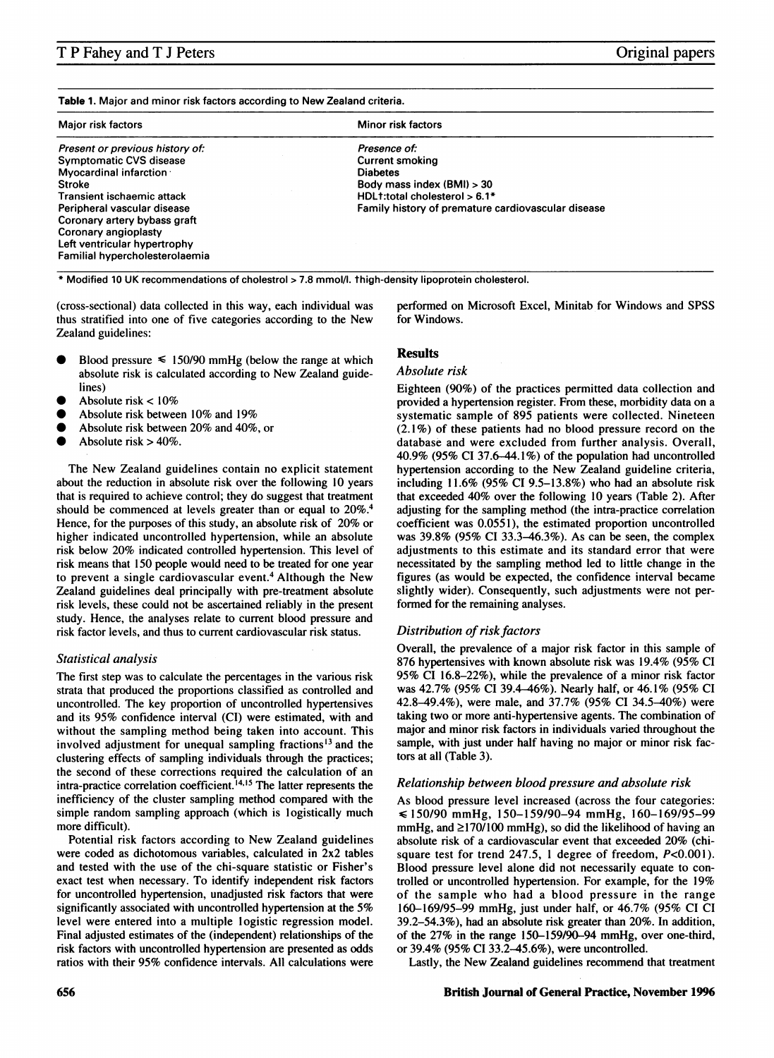**Table 1.** Major and minor risk factors according to New Zealand criteria.

| Major risk factors | Minor risk factors |
|---|---|
| *Present or previous history of:* | *Presence of:* |
| Symptomatic CVS disease | Current smoking |
| Myocardinal infarction | Diabetes |
| Stroke | Body mass index (BMI) > 30 |
| Transient ischaemic attack | HDL†:total cholesterol > 6.1* |
| Peripheral vascular disease | Family history of premature cardiovascular disease |
| Coronary artery bybass graft | |
| Coronary angioplasty | |
| Left ventricular hypertrophy | |
| Familial hypercholesterolaemia | |

\* Modified 10 UK recommendations of cholestrol > 7.8 mmol/l. †high-density lipoprotein cholesterol.

(cross-sectional) data collected in this way, each individual was thus stratified into one of five categories according to the New Zealand guidelines:

- Blood pressure ≤ 150/90 mmHg (below the range at which absolute risk is calculated according to New Zealand guidelines)
- Absolute risk < 10%
- Absolute risk between 10% and 19%
- Absolute risk between 20% and 40%, or
- Absolute risk > 40%.

The New Zealand guidelines contain no explicit statement about the reduction in absolute risk over the following 10 years that is required to achieve control; they do suggest that treatment should be commenced at levels greater than or equal to 20%.[4] Hence, for the purposes of this study, an absolute risk of 20% or higher indicated uncontrolled hypertension, while an absolute risk below 20% indicated controlled hypertension. This level of risk means that 150 people would need to be treated for one year to prevent a single cardiovascular event.[4] Although the New Zealand guidelines deal principally with pre-treatment absolute risk levels, these could not be ascertained reliably in the present study. Hence, the analyses relate to current blood pressure and risk factor levels, and thus to current cardiovascular risk status.

### Statistical analysis

The first step was to calculate the percentages in the various risk strata that produced the proportions classified as controlled and uncontrolled. The key proportion of uncontrolled hypertensives and its 95% confidence interval (CI) were estimated, with and without the sampling method being taken into account. This involved adjustment for unequal sampling fractions[13] and the clustering effects of sampling individuals through the practices; the second of these corrections required the calculation of an intra-practice correlation coefficient.[14,15] The latter represents the inefficiency of the cluster sampling method compared with the simple random sampling approach (which is logistically much more difficult).

Potential risk factors according to New Zealand guidelines were coded as dichotomous variables, calculated in 2x2 tables and tested with the use of the chi-square statistic or Fisher's exact test when necessary. To identify independent risk factors for uncontrolled hypertension, unadjusted risk factors that were significantly associated with uncontrolled hypertension at the 5% level were entered into a multiple logistic regression model. Final adjusted estimates of the (independent) relationships of the risk factors with uncontrolled hypertension are presented as odds ratios with their 95% confidence intervals. All calculations were performed on Microsoft Excel, Minitab for Windows and SPSS for Windows.

## Results

### Absolute risk

Eighteen (90%) of the practices permitted data collection and provided a hypertension register. From these, morbidity data on a systematic sample of 895 patients were collected. Nineteen (2.1%) of these patients had no blood pressure record on the database and were excluded from further analysis. Overall, 40.9% (95% CI 37.6–44.1%) of the population had uncontrolled hypertension according to the New Zealand guideline criteria, including 11.6% (95% CI 9.5–13.8%) who had an absolute risk that exceeded 40% over the following 10 years (Table 2). After adjusting for the sampling method (the intra-practice correlation coefficient was 0.0551), the estimated proportion uncontrolled was 39.8% (95% CI 33.3–46.3%). As can be seen, the complex adjustments to this estimate and its standard error that were necessitated by the sampling method led to little change in the figures (as would be expected, the confidence interval became slightly wider). Consequently, such adjustments were not performed for the remaining analyses.

### Distribution of risk factors

Overall, the prevalence of a major risk factor in this sample of 876 hypertensives with known absolute risk was 19.4% (95% CI 95% CI 16.8–22%), while the prevalence of a minor risk factor was 42.7% (95% CI 39.4–46%). Nearly half, or 46.1% (95% CI 42.8–49.4%), were male, and 37.7% (95% CI 34.5–40%) were taking two or more anti-hypertensive agents. The combination of major and minor risk factors in individuals varied throughout the sample, with just under half having no major or minor risk factors at all (Table 3).

### Relationship between blood pressure and absolute risk

As blood pressure level increased (across the four categories: ≤150/90 mmHg, 150–159/90–94 mmHg, 160–169/95–99 mmHg, and ≥170/100 mmHg), so did the likelihood of having an absolute risk of a cardiovascular event that exceeded 20% (chi-square test for trend 247.5, 1 degree of freedom, $P<0.001$). Blood pressure level alone did not necessarily equate to controlled or uncontrolled hypertension. For example, for the 19% of the sample who had a blood pressure in the range 160–169/95–99 mmHg, just under half, or 46.7% (95% CI CI 39.2–54.3%), had an absolute risk greater than 20%. In addition, of the 27% in the range 150–159/90–94 mmHg, over one-third, or 39.4% (95% CI 33.2–45.6%), were uncontrolled.

Lastly, the New Zealand guidelines recommend that treatment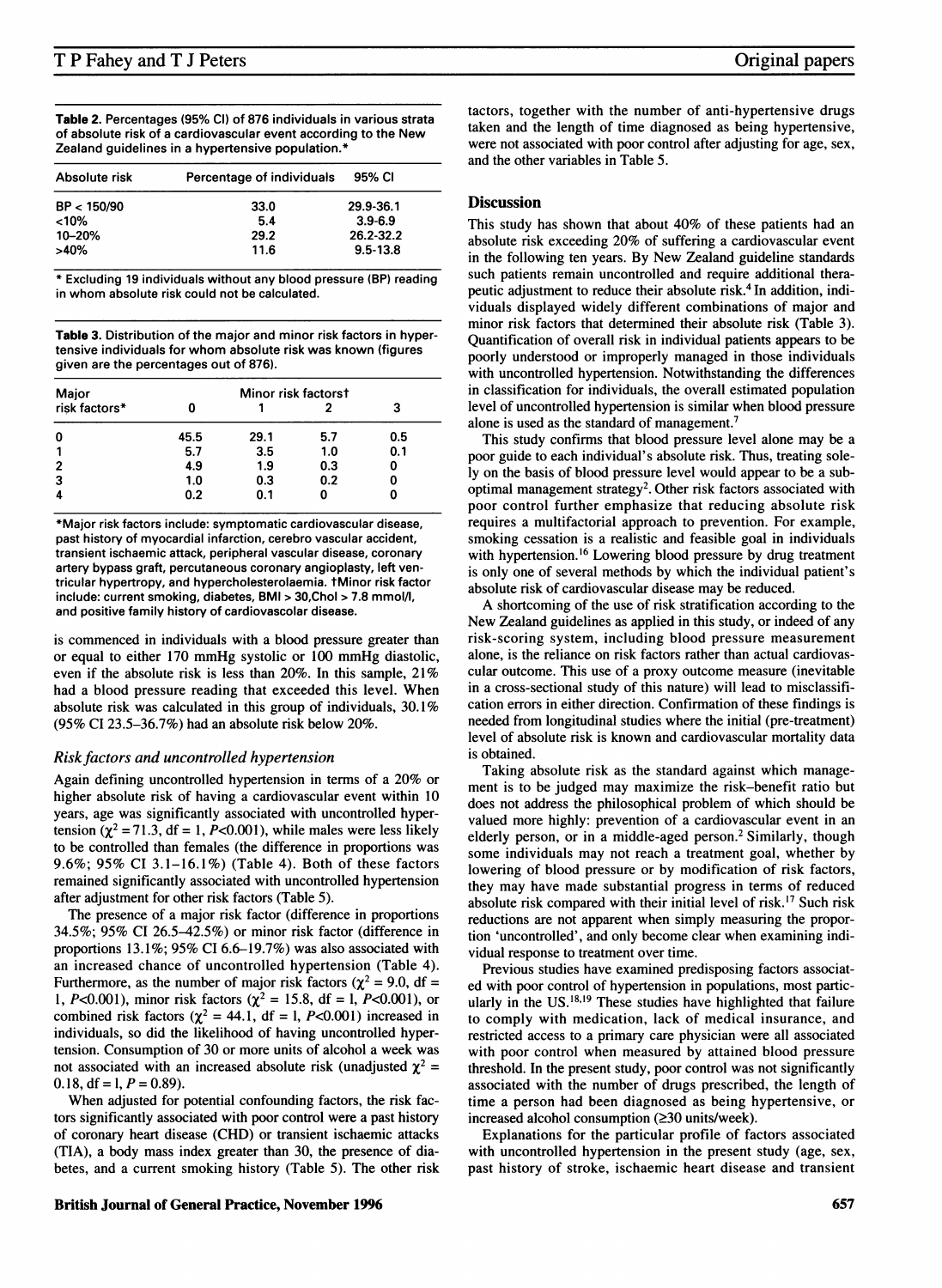**Table 2.** Percentages (95% CI) of 876 individuals in various strata of absolute risk of a cardiovascular event according to the New Zealand guidelines in a hypertensive population.*

| Absolute risk | Percentage of individuals | 95% CI |
|---|---|---|
| BP < 150/90 | 33.0 | 29.9-36.1 |
| <10% | 5.4 | 3.9-6.9 |
| 10–20% | 29.2 | 26.2-32.2 |
| >40% | 11.6 | 9.5-13.8 |

* Excluding 19 individuals without any blood pressure (BP) reading in whom absolute risk could not be calculated.

**Table 3.** Distribution of the major and minor risk factors in hypertensive individuals for whom absolute risk was known (figures given are the percentages out of 876).

| Major risk factors* | Minor risk factors† 0 | 1 | 2 | 3 |
|---|---|---|---|---|
| 0 | 45.5 | 29.1 | 5.7 | 0.5 |
| 1 | 5.7 | 3.5 | 1.0 | 0.1 |
| 2 | 4.9 | 1.9 | 0.3 | 0 |
| 3 | 1.0 | 0.3 | 0.2 | 0 |
| 4 | 0.2 | 0.1 | 0 | 0 |

*Major risk factors include: symptomatic cardiovascular disease, past history of myocardial infarction, cerebro vascular accident, transient ischaemic attack, peripheral vascular disease, coronary artery bypass graft, percutaneous coronary angioplasty, left ventricular hypertropy, and hypercholesterolaemia. †Minor risk factor include: current smoking, diabetes, BMI > 30,Chol > 7.8 mmol/l, and positive family history of cardiovascolar disease.

is commenced in individuals with a blood pressure greater than or equal to either 170 mmHg systolic or 100 mmHg diastolic, even if the absolute risk is less than 20%. In this sample, 21% had a blood pressure reading that exceeded this level. When absolute risk was calculated in this group of individuals, 30.1% (95% CI 23.5–36.7%) had an absolute risk below 20%.

### *Risk factors and uncontrolled hypertension*

Again defining uncontrolled hypertension in terms of a 20% or higher absolute risk of having a cardiovascular event within 10 years, age was significantly associated with uncontrolled hypertension ($\chi^2 = 71.3$, df = 1, $P<0.001$), while males were less likely to be controlled than females (the difference in proportions was 9.6%; 95% CI 3.1–16.1%) (Table 4). Both of these factors remained significantly associated with uncontrolled hypertension after adjustment for other risk factors (Table 5).

The presence of a major risk factor (difference in proportions 34.5%; 95% CI 26.5–42.5%) or minor risk factor (difference in proportions 13.1%; 95% CI 6.6–19.7%) was also associated with an increased chance of uncontrolled hypertension (Table 4). Furthermore, as the number of major risk factors ($\chi^2 = 9.0$, df = 1, $P<0.001$), minor risk factors ($\chi^2 = 15.8$, df = 1, $P<0.001$), or combined risk factors ($\chi^2 = 44.1$, df = 1, $P<0.001$) increased in individuals, so did the likelihood of having uncontrolled hypertension. Consumption of 30 or more units of alcohol a week was not associated with an increased absolute risk (unadjusted $\chi^2 = 0.18$, df = 1, $P = 0.89$).

When adjusted for potential confounding factors, the risk factors significantly associated with poor control were a past history of coronary heart disease (CHD) or transient ischaemic attacks (TIA), a body mass index greater than 30, the presence of diabetes, and a current smoking history (Table 5). The other risk factors, together with the number of anti-hypertensive drugs taken and the length of time diagnosed as being hypertensive, were not associated with poor control after adjusting for age, sex, and the other variables in Table 5.

## Discussion

This study has shown that about 40% of these patients had an absolute risk exceeding 20% of suffering a cardiovascular event in the following ten years. By New Zealand guideline standards such patients remain uncontrolled and require additional therapeutic adjustment to reduce their absolute risk.[4] In addition, individuals displayed widely different combinations of major and minor risk factors that determined their absolute risk (Table 3). Quantification of overall risk in individual patients appears to be poorly understood or improperly managed in those individuals with uncontrolled hypertension. Notwithstanding the differences in classification for individuals, the overall estimated population level of uncontrolled hypertension is similar when blood pressure alone is used as the standard of management.[7]

This study confirms that blood pressure level alone may be a poor guide to each individual's absolute risk. Thus, treating solely on the basis of blood pressure level would appear to be a suboptimal management strategy[2]. Other risk factors associated with poor control further emphasize that reducing absolute risk requires a multifactorial approach to prevention. For example, smoking cessation is a realistic and feasible goal in individuals with hypertension.[16] Lowering blood pressure by drug treatment is only one of several methods by which the individual patient's absolute risk of cardiovascular disease may be reduced.

A shortcoming of the use of risk stratification according to the New Zealand guidelines as applied in this study, or indeed of any risk-scoring system, including blood pressure measurement alone, is the reliance on risk factors rather than actual cardiovascular outcome. This use of a proxy outcome measure (inevitable in a cross-sectional study of this nature) will lead to misclassification errors in either direction. Confirmation of these findings is needed from longitudinal studies where the initial (pre-treatment) level of absolute risk is known and cardiovascular mortality data is obtained.

Taking absolute risk as the standard against which management is to be judged may maximize the risk–benefit ratio but does not address the philosophical problem of which should be valued more highly: prevention of a cardiovascular event in an elderly person, or in a middle-aged person.[2] Similarly, though some individuals may not reach a treatment goal, whether by lowering of blood pressure or by modification of risk factors, they may have made substantial progress in terms of reduced absolute risk compared with their initial level of risk.[17] Such risk reductions are not apparent when simply measuring the proportion 'uncontrolled', and only become clear when examining individual response to treatment over time.

Previous studies have examined predisposing factors associated with poor control of hypertension in populations, most particularly in the US.[18,19] These studies have highlighted that failure to comply with medication, lack of medical insurance, and restricted access to a primary care physician were all associated with poor control when measured by attained blood pressure threshold. In the present study, poor control was not significantly associated with the number of drugs prescribed, the length of time a person had been diagnosed as being hypertensive, or increased alcohol consumption (≥30 units/week).

Explanations for the particular profile of factors associated with uncontrolled hypertension in the present study (age, sex, past history of stroke, ischaemic heart disease and transient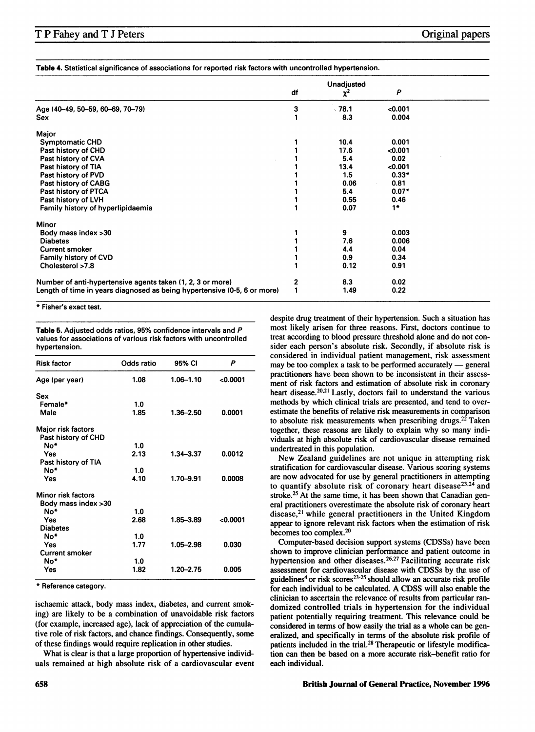**Table 4.** Statistical significance of associations for reported risk factors with uncontrolled hypertension.

| | df | Unadjusted $\chi^2$ | P |
|---|---|---|---|
| Age (40–49, 50–59, 60–69, 70–79) | 3 | 78.1 | <0.001 |
| Sex | 1 | 8.3 | 0.004 |
| **Major** | | | |
| Symptomatic CHD | 1 | 10.4 | 0.001 |
| Past history of CHD | 1 | 17.6 | <0.001 |
| Past history of CVA | 1 | 5.4 | 0.02 |
| Past history of TIA | 1 | 13.4 | <0.001 |
| Past history of PVD | 1 | 1.5 | 0.33* |
| Past history of CABG | 1 | 0.06 | 0.81 |
| Past history of PTCA | 1 | 5.4 | 0.07* |
| Past history of LVH | 1 | 0.55 | 0.46 |
| Family history of hyperlipidaemia | 1 | 0.07 | 1* |
| **Minor** | | | |
| Body mass index >30 | 1 | 9 | 0.003 |
| Diabetes | 1 | 7.6 | 0.006 |
| Current smoker | 1 | 4.4 | 0.04 |
| Family history of CVD | 1 | 0.9 | 0.34 |
| Cholesterol >7.8 | 1 | 0.12 | 0.91 |
| Number of anti-hypertensive agents taken (1, 2, 3 or more) | 2 | 8.3 | 0.02 |
| Length of time in years diagnosed as being hypertensive (0-5, 6 or more) | 1 | 1.49 | 0.22 |

* Fisher's exact test.

**Table 5.** Adjusted odds ratios, 95% confidence intervals and P values for associations of various risk factors with uncontrolled hypertension.

| Risk factor | Odds ratio | 95% CI | P |
|---|---|---|---|
| Age (per year) | 1.08 | 1.06–1.10 | <0.0001 |
| Sex | | | |
| Female* | 1.0 | | |
| Male | 1.85 | 1.36–2.50 | 0.0001 |
| Major risk factors | | | |
| Past history of CHD | | | |
| No* | 1.0 | | |
| Yes | 2.13 | 1.34–3.37 | 0.0012 |
| Past history of TIA | | | |
| No* | 1.0 | | |
| Yes | 4.10 | 1.70–9.91 | 0.0008 |
| Minor risk factors | | | |
| Body mass index >30 | | | |
| No* | 1.0 | | |
| Yes | 2.68 | 1.85–3.89 | <0.0001 |
| Diabetes | | | |
| No* | 1.0 | | |
| Yes | 1.77 | 1.05–2.98 | 0.030 |
| Current smoker | | | |
| No* | 1.0 | | |
| Yes | 1.82 | 1.20–2.75 | 0.005 |

* Reference category.

ischaemic attack, body mass index, diabetes, and current smoking) are likely to be a combination of unavoidable risk factors (for example, increased age), lack of appreciation of the cumulative role of risk factors, and chance findings. Consequently, some of these findings would require replication in other studies.

What is clear is that a large proportion of hypertensive individuals remained at high absolute risk of a cardiovascular event despite drug treatment of their hypertension. Such a situation has most likely arisen for three reasons. First, doctors continue to treat according to blood pressure threshold alone and do not consider each person's absolute risk. Secondly, if absolute risk is considered in individual patient management, risk assessment may be too complex a task to be performed accurately — general practitioners have been shown to be inconsistent in their assessment of risk factors and estimation of absolute risk in coronary heart disease.[20,21] Lastly, doctors fail to understand the various methods by which clinical trials are presented, and tend to overestimate the benefits of relative risk measurements in comparison to absolute risk measurements when prescribing drugs.[22] Taken together, these reasons are likely to explain why so many individuals at high absolute risk of cardiovascular disease remained undertreated in this population.

New Zealand guidelines are not unique in attempting risk stratification for cardiovascular disease. Various scoring systems are now advocated for use by general practitioners in attempting to quantify absolute risk of coronary heart disease[23,24] and stroke.[25] At the same time, it has been shown that Canadian general practitioners overestimate the absolute risk of coronary heart disease,[21] while general practitioners in the United Kingdom appear to ignore relevant risk factors when the estimation of risk becomes too complex.[20]

Computer-based decision support systems (CDSSs) have been shown to improve clinician performance and patient outcome in hypertension and other diseases.[26,27] Facilitating accurate risk assessment for cardiovascular disease with CDSSs by the use of guidelines[4] or risk scores[23-25] should allow an accurate risk profile for each individual to be calculated. A CDSS will also enable the clinician to ascertain the relevance of results from particular randomized controlled trials in hypertension for the individual patient potentially requiring treatment. This relevance could be considered in terms of how easily the trial as a whole can be generalized, and specifically in terms of the absolute risk profile of patients included in the trial.[28] Therapeutic or lifestyle modification can then be based on a more accurate risk–benefit ratio for each individual.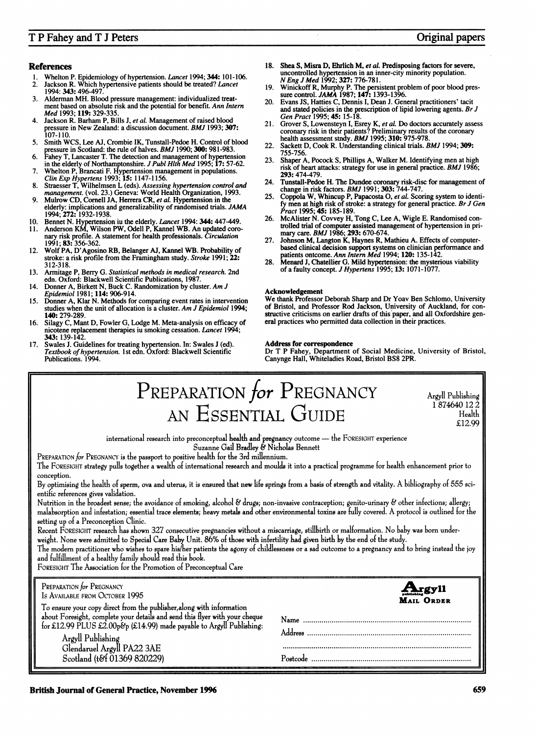## References

1. Whelton P. Epidemiology of hypertension. *Lancet* 1994; **344:** 101-106.
2. Jackson R. Which hypertensive patients should be treated? *Lancet* 1994: **343:** 496-497.
3. Alderman MH. Blood pressure management: individualized treatment based on absolute risk and the potential for benefit. *Ann Intern Med* 1993; **119:** 329-335.
4. Jackson R. Barham P, Bills J, *et al.* Management of raised blood pressure in New Zealand: a discussion document. *BMJ* 1993; **307:** 107-110.
5. Smith WCS, Lee AJ, Crombie IK, Tunstall-Pedoe H. Control of blood pressure in Scotland: the rule of halves. *BMJ* 1990; **300:** 981-983.
6. Fahey T, Lancaster T. The detection and management of hypertension in the elderly of Northamptonshire. *J Publ Hlth Med* 1995; **17:** 57-62.
7. Whelton P, Brancati F. Hypertension management in populations. *Clin Exp Hypertens* 1993; **15:** 1147-1156.
8. Straesser T, Wilhelmsen L (eds). *Assessing hypertension control and management.* (vol. 23.) Geneva: World Health Organization, 1993.
9. Mulrow CD, Cornell JA, Herrera CR, *et al.* Hypertension in the elderly: implications and generalizability of randomised trials. *JAMA* 1994; **272:** 1932-1938.
10. Bennet N. Hypertension iu the elderly. *Lancet* 1994: **344:** 447-449.
11. Anderson KM, Wilson PW, Odell P, Kannel WB. An updated coronary risk profile. A statement for health professionals. *Circulation* 1991; **83:** 356-362.
12. Wolf PA, D'Agosino RB, Belanger AJ, Kannel WB. Probability of stroke: a risk profile from the Framingham study. *Stroke* 1991; **22:** 312-318.
13. Armitage P, Berry G. *Statistical methods in medical research.* 2nd edn. Oxford: Blackwell Scientific Publications, 1987.
14. Donner A, Birkett N, Buck C. Randomization by cluster. *Am J Epidemiol* 1981; **114:** 906-914.
15. Donner A, Klar N. Methods for comparing event rates in intervention studies when the unit of allocation is a cluster. *Am J Epidemiol* 1994; **140:** 279-289.
16. Silagy C, Mant D, Fowler G, Lodge M. Meta-analysis on efficacy of nicotene replacement therapies iu smoking cessation. *Lancet* 1994; **343:** 139-142.
17. Swales J. Guidelines for treating hypertension. In: Swales J (ed). *Textbook of hypertension.* 1st edn. Oxford: Blackwell Scientific Publications. 1994.
18. Shea S, Misra D, Ehrlich M, *et al.* Predisposing factors for severe, uncontrolled hypertension in an inner-city minority population. *N Eng J Med* 1992; **327:** 776-781.
19. Winickoff R, Murphy P. The persistent problem of poor blood pressure control. *JAMA* 1987; **147:** 1393-1396.
20. Evans JS, Hatties C, Dennis I, Dean J. General practitioners' tacit and stated policies in the prescription of lipid lowering agents. *Br J Gen Pract* 1995; **45:** 15-18.
21. Grover S, Lowensteyn I, Esrey K, *et al.* Do doctors accurately assess coronary risk in their patients? Preliminary results of the coronary health assessment stndy. *BMJ* 1995; **310:** 975-978.
22. Sackett D, Cook R. Understanding clinical trials. *BMJ* 1994; **309:** 755-756.
23. Shaper A, Pocock S, Phillips A, Walker M. Identifying men at high risk of heart attacks: strategy for use in general practice. *BMJ* 1986; **293:** 474-479.
24. Tunstall-Pedoe H. The Dundee coronary risk-disc for management of change in risk factors. *BMJ* 1991; **303:** 744-747.
25. Coppola W, Whincup P, Papacosta O, *et al.* Scoring system to identify men at high risk of stroke: a strategy for general practice. *Br J Gen Pract* 1995; **45:** 185-189.
26. McAlister N. Covvey H, Tong C, Lee A, Wigle E. Randomised controlled trial of computer assisted management of hypertension in primary care. *BMJ* 1986; **293:** 670-674.
27. Johnson M, Langton K, Haynes R, Mathieu A. Effects of computer-based clinical decision support systems on clinician performance and patients ontcome. *Ann Intern Med* 1994; **120:** 135-142.
28. Menard J, Chatellier G. Mild hypertension: the mysterious viability of a faulty concept. *J Hypertens* 1995; **13:** 1071-1077.

### Acknowledgement

We thank Professor Deborah Sharp and Dr Yoav Ben Schlomo, University of Bristol, and Professor Rod Jackson, University of Auckland, for constructive criticisms on earlier drafts of this paper, and all Oxfordshire general practices who permitted data collection in their practices.

### Address for correspondence

Dr T P Fahey, Department of Social Medicine, University of Bristol, Canynge Hall, Whiteladies Road, Bristol BS8 2PR.

---

# Preparation *for* Pregnancy an Essential Guide

Argyll Publishing
1 874640 12 2
Health
£12.99

international research into preconceptual health and pregnancy outcome — the Foresight experience
Suzanne Gail Bradley & Nicholas Bennett

Preparation *for* Pregnancy is the passport to positive health for the 3rd millennium.

The Foresight strategy pulls together a wealth of international research and moulds it into a practical programme for health enhancement prior to conception.

By optimising the health of sperm, ova and uterus, it is ensured that new life springs from a basis of strength and vitality. A bibliography of 555 scientific references gives validation.

Nutrition in the broadest sense; the avoidance of smoking, alcohol & drugs; non-invasive contraception; genito-urinary & other infections; allergy; malabsorption and infestation; essential trace elements; heavy metals and other environmental toxins are fully covered. A protocol is outlined for the setting up of a Preconception Clinic.

Recent Foresight research has shown 327 consecutive pregnancies without a miscarriage, stillbirth or malformation. No baby was born underweight. None were admitted to Special Care Baby Unit. 86% of those with infertility had given birth by the end of the study.

The modern practitioner who wishes to spare his/her patients the agony of childlessness or a sad outcome to a pregnancy and to bring instead the joy and fulfillment of a healthy family should read this book.

Foresight The Association for the Promotion of Preconceptual Care

Preparation *for* Pregnancy
Is Available from October 1995

To ensure your copy direct from the publisher, along with information about Foresight, complete your details and send this flyer with your cheque for £12.99 PLUS £2.00p&p (£14.99) made payable to Argyll Publishing:

Argyll Publishing
Glendaruel Argyll PA22 3AE
Scotland (t&f 01369 820229)

Argyll Publishing
Mail Order

Name ..........................................................

Address ..........................................................

..........................................................

Postcode ..........................................................